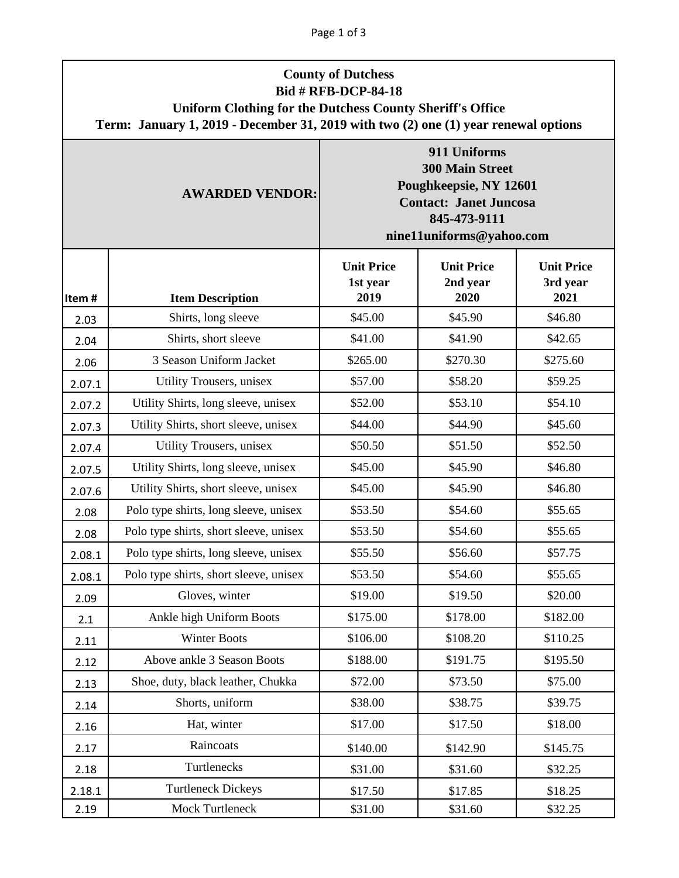**County of Dutchess**
**Bid # RFB-DCP-84-18**
**Uniform Clothing for the Dutchess County Sheriff's Office**
**Term: January 1, 2019 - December 31, 2019 with two (2) one (1) year renewal options**

| **AWARDED VENDOR:** | | **911 Uniforms**<br>**300 Main Street**<br>**Poughkeepsie, NY 12601**<br>**Contact: Janet Juncosa**<br>**845-473-9111**<br>**nine11uniforms@yahoo.com** | | |
|---|---|---|---|---|
| **Item #** | **Item Description** | **Unit Price 1st year 2019** | **Unit Price 2nd year 2020** | **Unit Price 3rd year 2021** |
| 2.03 | Shirts, long sleeve | $45.00 | $45.90 | $46.80 |
| 2.04 | Shirts, short sleeve | $41.00 | $41.90 | $42.65 |
| 2.06 | 3 Season Uniform Jacket | $265.00 | $270.30 | $275.60 |
| 2.07.1 | Utility Trousers, unisex | $57.00 | $58.20 | $59.25 |
| 2.07.2 | Utility Shirts, long sleeve, unisex | $52.00 | $53.10 | $54.10 |
| 2.07.3 | Utility Shirts, short sleeve, unisex | $44.00 | $44.90 | $45.60 |
| 2.07.4 | Utility Trousers, unisex | $50.50 | $51.50 | $52.50 |
| 2.07.5 | Utility Shirts, long sleeve, unisex | $45.00 | $45.90 | $46.80 |
| 2.07.6 | Utility Shirts, short sleeve, unisex | $45.00 | $45.90 | $46.80 |
| 2.08 | Polo type shirts, long sleeve, unisex | $53.50 | $54.60 | $55.65 |
| 2.08 | Polo type shirts, short sleeve, unisex | $53.50 | $54.60 | $55.65 |
| 2.08.1 | Polo type shirts, long sleeve, unisex | $55.50 | $56.60 | $57.75 |
| 2.08.1 | Polo type shirts, short sleeve, unisex | $53.50 | $54.60 | $55.65 |
| 2.09 | Gloves, winter | $19.00 | $19.50 | $20.00 |
| 2.1 | Ankle high Uniform Boots | $175.00 | $178.00 | $182.00 |
| 2.11 | Winter Boots | $106.00 | $108.20 | $110.25 |
| 2.12 | Above ankle 3 Season Boots | $188.00 | $191.75 | $195.50 |
| 2.13 | Shoe, duty, black leather, Chukka | $72.00 | $73.50 | $75.00 |
| 2.14 | Shorts, uniform | $38.00 | $38.75 | $39.75 |
| 2.16 | Hat, winter | $17.00 | $17.50 | $18.00 |
| 2.17 | Raincoats | $140.00 | $142.90 | $145.75 |
| 2.18 | Turtlenecks | $31.00 | $31.60 | $32.25 |
| 2.18.1 | Turtleneck Dickeys | $17.50 | $17.85 | $18.25 |
| 2.19 | Mock Turtleneck | $31.00 | $31.60 | $32.25 |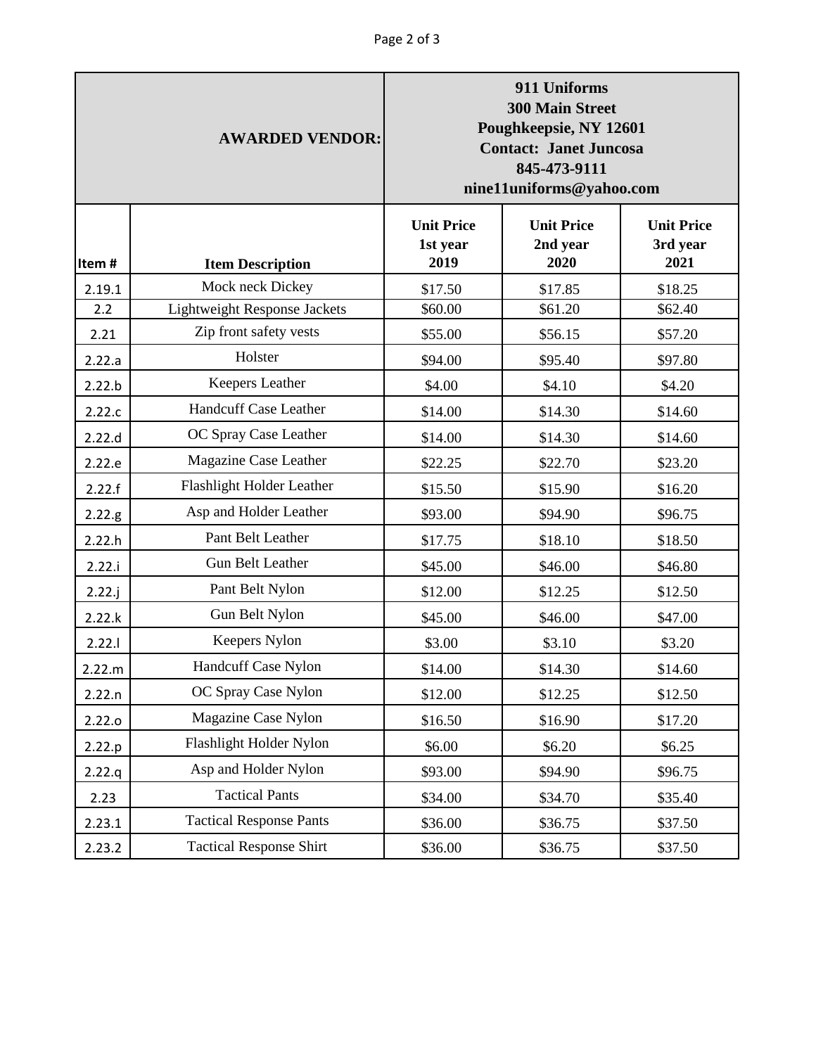| AWARDED VENDOR: | | 911 Uniforms<br>300 Main Street<br>Poughkeepsie, NY 12601<br>Contact: Janet Juncosa<br>845-473-9111<br>nine11uniforms@yahoo.com | | |
|---|---|---|---|---|
| **Item #** | **Item Description** | **Unit Price 1st year 2019** | **Unit Price 2nd year 2020** | **Unit Price 3rd year 2021** |
| 2.19.1 | Mock neck Dickey | $17.50 | $17.85 | $18.25 |
| 2.2 | Lightweight Response Jackets | $60.00 | $61.20 | $62.40 |
| 2.21 | Zip front safety vests | $55.00 | $56.15 | $57.20 |
| 2.22.a | Holster | $94.00 | $95.40 | $97.80 |
| 2.22.b | Keepers Leather | $4.00 | $4.10 | $4.20 |
| 2.22.c | Handcuff Case Leather | $14.00 | $14.30 | $14.60 |
| 2.22.d | OC Spray Case Leather | $14.00 | $14.30 | $14.60 |
| 2.22.e | Magazine Case Leather | $22.25 | $22.70 | $23.20 |
| 2.22.f | Flashlight Holder Leather | $15.50 | $15.90 | $16.20 |
| 2.22.g | Asp and Holder Leather | $93.00 | $94.90 | $96.75 |
| 2.22.h | Pant Belt Leather | $17.75 | $18.10 | $18.50 |
| 2.22.i | Gun Belt Leather | $45.00 | $46.00 | $46.80 |
| 2.22.j | Pant Belt Nylon | $12.00 | $12.25 | $12.50 |
| 2.22.k | Gun Belt Nylon | $45.00 | $46.00 | $47.00 |
| 2.22.l | Keepers Nylon | $3.00 | $3.10 | $3.20 |
| 2.22.m | Handcuff Case Nylon | $14.00 | $14.30 | $14.60 |
| 2.22.n | OC Spray Case Nylon | $12.00 | $12.25 | $12.50 |
| 2.22.o | Magazine Case Nylon | $16.50 | $16.90 | $17.20 |
| 2.22.p | Flashlight Holder Nylon | $6.00 | $6.20 | $6.25 |
| 2.22.q | Asp and Holder Nylon | $93.00 | $94.90 | $96.75 |
| 2.23 | Tactical Pants | $34.00 | $34.70 | $35.40 |
| 2.23.1 | Tactical Response Pants | $36.00 | $36.75 | $37.50 |
| 2.23.2 | Tactical Response Shirt | $36.00 | $36.75 | $37.50 |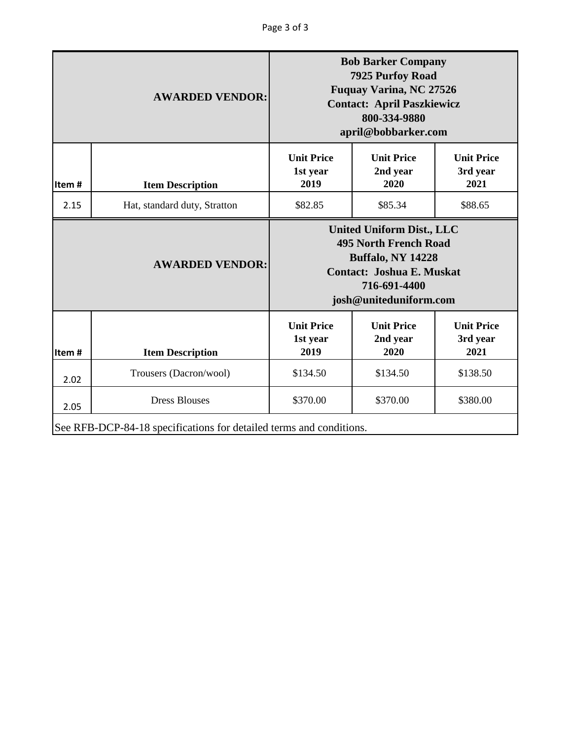| | | | | |
|---|---|---|---|---|
| **AWARDED VENDOR:** | | **Bob Barker Company**<br>**7925 Purfoy Road**<br>**Fuquay Varina, NC 27526**<br>**Contact: April Paszkiewicz**<br>**800-334-9880**<br>**april@bobbarker.com** | | |
| **Item #** | **Item Description** | **Unit Price 1st year 2019** | **Unit Price 2nd year 2020** | **Unit Price 3rd year 2021** |
| 2.15 | Hat, standard duty, Stratton | $82.85 | $85.34 | $88.65 |
| **AWARDED VENDOR:** | | **United Uniform Dist., LLC**<br>**495 North French Road**<br>**Buffalo, NY 14228**<br>**Contact: Joshua E. Muskat**<br>**716-691-4400**<br>**josh@uniteduniform.com** | | |
| **Item #** | **Item Description** | **Unit Price 1st year 2019** | **Unit Price 2nd year 2020** | **Unit Price 3rd year 2021** |
| 2.02 | Trousers (Dacron/wool) | $134.50 | $134.50 | $138.50 |
| 2.05 | Dress Blouses | $370.00 | $370.00 | $380.00 |

See RFB-DCP-84-18 specifications for detailed terms and conditions.